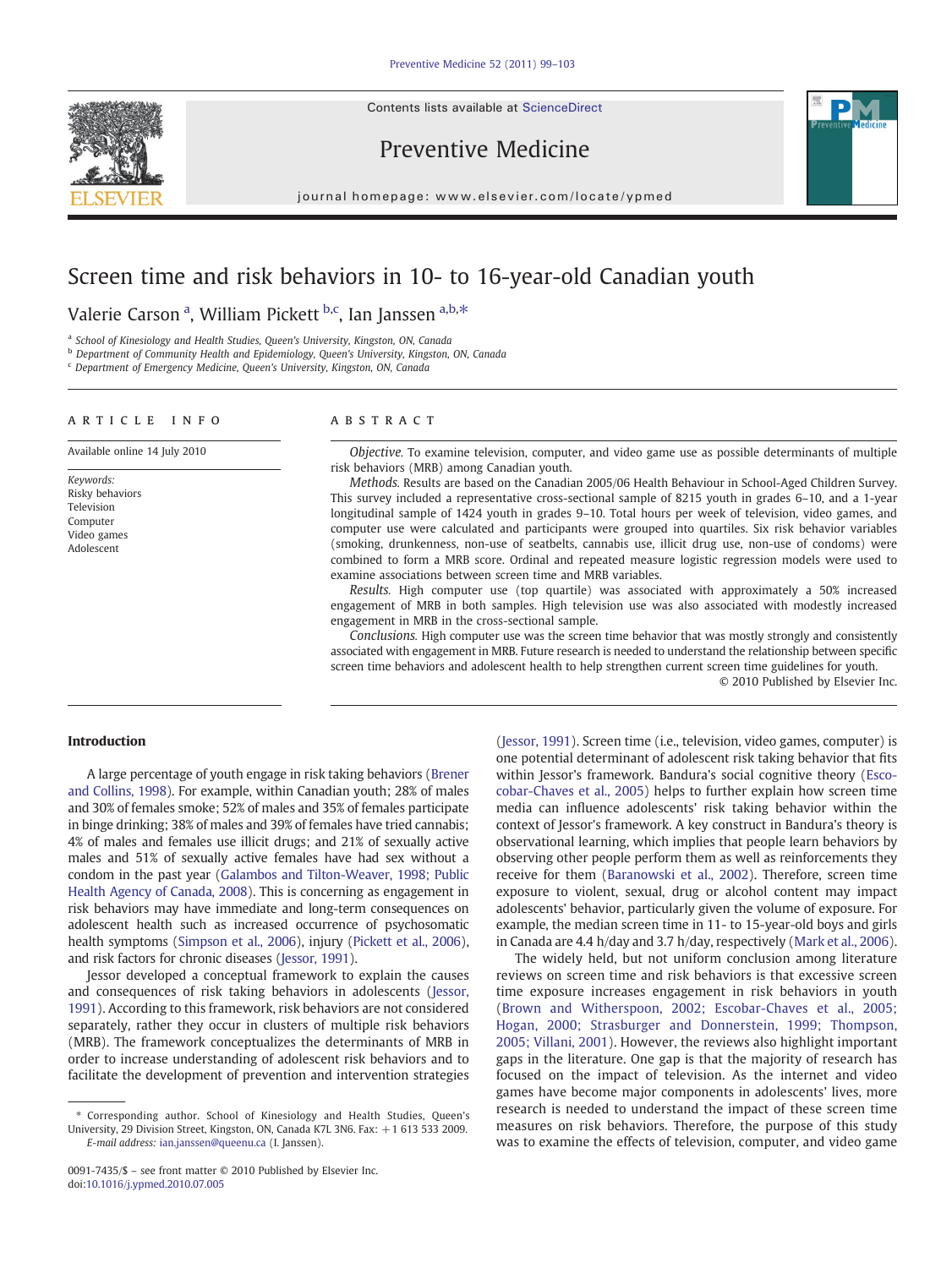# Screen time and risk behaviors in 10- to 16-year-old Canadian youth

Valerie Carson [a], William Pickett [b,c], Ian Janssen [a,b,*]

[a] School of Kinesiology and Health Studies, Queen's University, Kingston, ON, Canada
[b] Department of Community Health and Epidemiology, Queen's University, Kingston, ON, Canada
[c] Department of Emergency Medicine, Queen's University, Kingston, ON, Canada

## ARTICLE INFO

Available online 14 July 2010

*Keywords:*
Risky behaviors
Television
Computer
Video games
Adolescent

## ABSTRACT

*Objective.* To examine television, computer, and video game use as possible determinants of multiple risk behaviors (MRB) among Canadian youth.

*Methods.* Results are based on the Canadian 2005/06 Health Behaviour in School-Aged Children Survey. This survey included a representative cross-sectional sample of 8215 youth in grades 6–10, and a 1-year longitudinal sample of 1424 youth in grades 9–10. Total hours per week of television, video games, and computer use were calculated and participants were grouped into quartiles. Six risk behavior variables (smoking, drunkenness, non-use of seatbelts, cannabis use, illicit drug use, non-use of condoms) were combined to form a MRB score. Ordinal and repeated measure logistic regression models were used to examine associations between screen time and MRB variables.

*Results.* High computer use (top quartile) was associated with approximately a 50% increased engagement of MRB in both samples. High television use was also associated with modestly increased engagement in MRB in the cross-sectional sample.

*Conclusions.* High computer use was the screen time behavior that was mostly strongly and consistently associated with engagement in MRB. Future research is needed to understand the relationship between specific screen time behaviors and adolescent health to help strengthen current screen time guidelines for youth.

© 2010 Published by Elsevier Inc.

## Introduction

A large percentage of youth engage in risk taking behaviors (Brener and Collins, 1998). For example, within Canadian youth; 28% of males and 30% of females smoke; 52% of males and 35% of females participate in binge drinking; 38% of males and 39% of females have tried cannabis; 4% of males and females use illicit drugs; and 21% of sexually active males and 51% of sexually active females have had sex without a condom in the past year (Galambos and Tilton-Weaver, 1998; Public Health Agency of Canada, 2008). This is concerning as engagement in risk behaviors may have immediate and long-term consequences on adolescent health such as increased occurrence of psychosomatic health symptoms (Simpson et al., 2006), injury (Pickett et al., 2006), and risk factors for chronic diseases (Jessor, 1991).

Jessor developed a conceptual framework to explain the causes and consequences of risk taking behaviors in adolescents (Jessor, 1991). According to this framework, risk behaviors are not considered separately, rather they occur in clusters of multiple risk behaviors (MRB). The framework conceptualizes the determinants of MRB in order to increase understanding of adolescent risk behaviors and to facilitate the development of prevention and intervention strategies (Jessor, 1991). Screen time (i.e., television, video games, computer) is one potential determinant of adolescent risk taking behavior that fits within Jessor's framework. Bandura's social cognitive theory (Escobar-Chaves et al., 2005) helps to further explain how screen time media can influence adolescents' risk taking behavior within the context of Jessor's framework. A key construct in Bandura's theory is observational learning, which implies that people learn behaviors by observing other people perform them as well as reinforcements they receive for them (Baranowski et al., 2002). Therefore, screen time exposure to violent, sexual, drug or alcohol content may impact adolescents' behavior, particularly given the volume of exposure. For example, the median screen time in 11- to 15-year-old boys and girls in Canada are 4.4 h/day and 3.7 h/day, respectively (Mark et al., 2006).

The widely held, but not uniform conclusion among literature reviews on screen time and risk behaviors is that excessive screen time exposure increases engagement in risk behaviors in youth (Brown and Witherspoon, 2002; Escobar-Chaves et al., 2005; Hogan, 2000; Strasburger and Donnerstein, 1999; Thompson, 2005; Villani, 2001). However, the reviews also highlight important gaps in the literature. One gap is that the majority of research has focused on the impact of television. As the internet and video games have become major components in adolescents' lives, more research is needed to understand the impact of these screen time measures on risk behaviors. Therefore, the purpose of this study was to examine the effects of television, computer, and video game

\* Corresponding author. School of Kinesiology and Health Studies, Queen's University, 29 Division Street, Kingston, ON, Canada K7L 3N6. Fax: +1 613 533 2009.
*E-mail address:* ian.janssen@queensu.ca (I. Janssen).

0091-7435/$ – see front matter © 2010 Published by Elsevier Inc.
doi:10.1016/j.ypmed.2010.07.005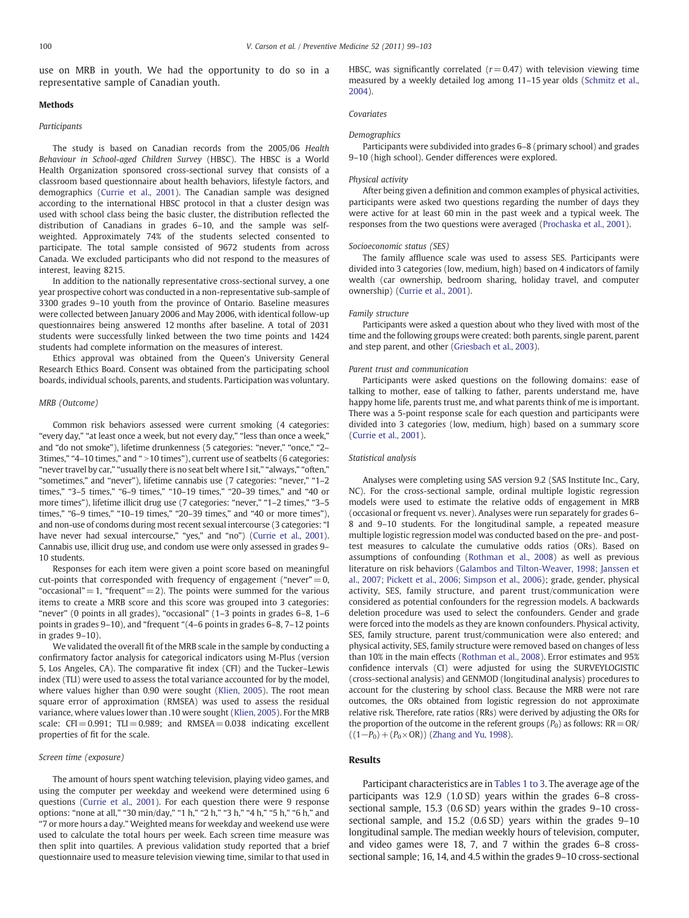use on MRB in youth. We had the opportunity to do so in a representative sample of Canadian youth.

## Methods

### Participants

The study is based on Canadian records from the 2005/06 *Health Behaviour in School-aged Children Survey* (HBSC). The HBSC is a World Health Organization sponsored cross-sectional survey that consists of a classroom based questionnaire about health behaviors, lifestyle factors, and demographics (Currie et al., 2001). The Canadian sample was designed according to the international HBSC protocol in that a cluster design was used with school class being the basic cluster, the distribution reflected the distribution of Canadians in grades 6–10, and the sample was self-weighted. Approximately 74% of the students selected consented to participate. The total sample consisted of 9672 students from across Canada. We excluded participants who did not respond to the measures of interest, leaving 8215.

In addition to the nationally representative cross-sectional survey, a one year prospective cohort was conducted in a non-representative sub-sample of 3300 grades 9–10 youth from the province of Ontario. Baseline measures were collected between January 2006 and May 2006, with identical follow-up questionnaires being answered 12 months after baseline. A total of 2031 students were successfully linked between the two time points and 1424 students had complete information on the measures of interest.

Ethics approval was obtained from the Queen's University General Research Ethics Board. Consent was obtained from the participating school boards, individual schools, parents, and students. Participation was voluntary.

### MRB (Outcome)

Common risk behaviors assessed were current smoking (4 categories: "every day," "at least once a week, but not every day," "less than once a week," and "do not smoke"), lifetime drunkenness (5 categories: "never," "once," "2–3times," "4–10 times," and "> 10 times"), current use of seatbelts (6 categories: "never travel by car," "usually there is no seat belt where I sit," "always," "often," "sometimes," and "never"), lifetime cannabis use (7 categories: "never," "1–2 times," "3–5 times," "6–9 times," "10–19 times," "20–39 times," and "40 or more times"), lifetime illicit drug use (7 categories: "never," "1–2 times," "3–5 times," "6–9 times," "10–19 times," "20–39 times," and "40 or more times"), and non-use of condoms during most recent sexual intercourse (3 categories: "I have never had sexual intercourse," "yes," and "no") (Currie et al., 2001). Cannabis use, illicit drug use, and condom use were only assessed in grades 9–10 students.

Responses for each item were given a point score based on meaningful cut-points that corresponded with frequency of engagement ("never" = 0, "occasional" = 1, "frequent" = 2). The points were summed for the various items to create a MRB score and this score was grouped into 3 categories: "never" (0 points in all grades), "occasional" (1–3 points in grades 6–8, 1–6 points in grades 9–10), and "frequent "(4–6 points in grades 6–8, 7–12 points in grades 9–10).

We validated the overall fit of the MRB scale in the sample by conducting a confirmatory factor analysis for categorical indicators using M-Plus (version 5, Los Angeles, CA). The comparative fit index (CFI) and the Tucker–Lewis index (TLI) were used to assess the total variance accounted for by the model, where values higher than 0.90 were sought (Klien, 2005). The root mean square error of approximation (RMSEA) was used to assess the residual variance, where values lower than .10 were sought (Klien, 2005). For the MRB scale: CFI = 0.991; TLI = 0.989; and RMSEA = 0.038 indicating excellent properties of fit for the scale.

### Screen time (exposure)

The amount of hours spent watching television, playing video games, and using the computer per weekday and weekend were determined using 6 questions (Currie et al., 2001). For each question there were 9 response options: "none at all," "30 min/day," "1 h," "2 h," "3 h," "4 h," "5 h," "6 h," and "7 or more hours a day." Weighted means for weekday and weekend use were used to calculate the total hours per week. Each screen time measure was then split into quartiles. A previous validation study reported that a brief questionnaire used to measure television viewing time, similar to that used in HBSC, was significantly correlated ($r = 0.47$) with television viewing time measured by a weekly detailed log among 11–15 year olds (Schmitz et al., 2004).

### Covariates

#### Demographics

Participants were subdivided into grades 6–8 (primary school) and grades 9–10 (high school). Gender differences were explored.

#### Physical activity

After being given a definition and common examples of physical activities, participants were asked two questions regarding the number of days they were active for at least 60 min in the past week and a typical week. The responses from the two questions were averaged (Prochaska et al., 2001).

#### Socioeconomic status (SES)

The family affluence scale was used to assess SES. Participants were divided into 3 categories (low, medium, high) based on 4 indicators of family wealth (car ownership, bedroom sharing, holiday travel, and computer ownership) (Currie et al., 2001).

#### Family structure

Participants were asked a question about who they lived with most of the time and the following groups were created: both parents, single parent, parent and step parent, and other (Griesbach et al., 2003).

#### Parent trust and communication

Participants were asked questions on the following domains: ease of talking to mother, ease of talking to father, parents understand me, have happy home life, parents trust me, and what parents think of me is important. There was a 5-point response scale for each question and participants were divided into 3 categories (low, medium, high) based on a summary score (Currie et al., 2001).

### Statistical analysis

Analyses were completing using SAS version 9.2 (SAS Institute Inc., Cary, NC). For the cross-sectional sample, ordinal multiple logistic regression models were used to estimate the relative odds of engagement in MRB (occasional or frequent vs. never). Analyses were run separately for grades 6–8 and 9–10 students. For the longitudinal sample, a repeated measure multiple logistic regression model was conducted based on the pre- and post-test measures to calculate the cumulative odds ratios (ORs). Based on assumptions of confounding (Rothman et al., 2008) as well as previous literature on risk behaviors (Galambos and Tilton-Weaver, 1998; Janssen et al., 2007; Pickett et al., 2006; Simpson et al., 2006); grade, gender, physical activity, SES, family structure, and parent trust/communication were considered as potential confounders for the regression models. A backwards deletion procedure was used to select the confounders. Gender and grade were forced into the models as they are known confounders. Physical activity, SES, family structure, parent trust/communication were also entered; and physical activity, SES, family structure were removed based on changes of less than 10% in the main effects (Rothman et al., 2008). Error estimates and 95% confidence intervals (CI) were adjusted for using the SURVEYLOGISTIC (cross-sectional analysis) and GENMOD (longitudinal analysis) procedures to account for the clustering by school class. Because the MRB were not rare outcomes, the ORs obtained from logistic regression do not approximate relative risk. Therefore, rate ratios (RRs) were derived by adjusting the ORs for the proportion of the outcome in the referent groups ($P_0$) as follows: $RR = OR/((1-P_0) + (P_0 \times OR))$ (Zhang and Yu, 1998).

## Results

Participant characteristics are in Tables 1 to 3. The average age of the participants was 12.9 (1.0 SD) years within the grades 6–8 cross-sectional sample, 15.3 (0.6 SD) years within the grades 9–10 cross-sectional sample, and 15.2 (0.6 SD) years within the grades 9–10 longitudinal sample. The median weekly hours of television, computer, and video games were 18, 7, and 7 within the grades 6–8 cross-sectional sample; 16, 14, and 4.5 within the grades 9–10 cross-sectional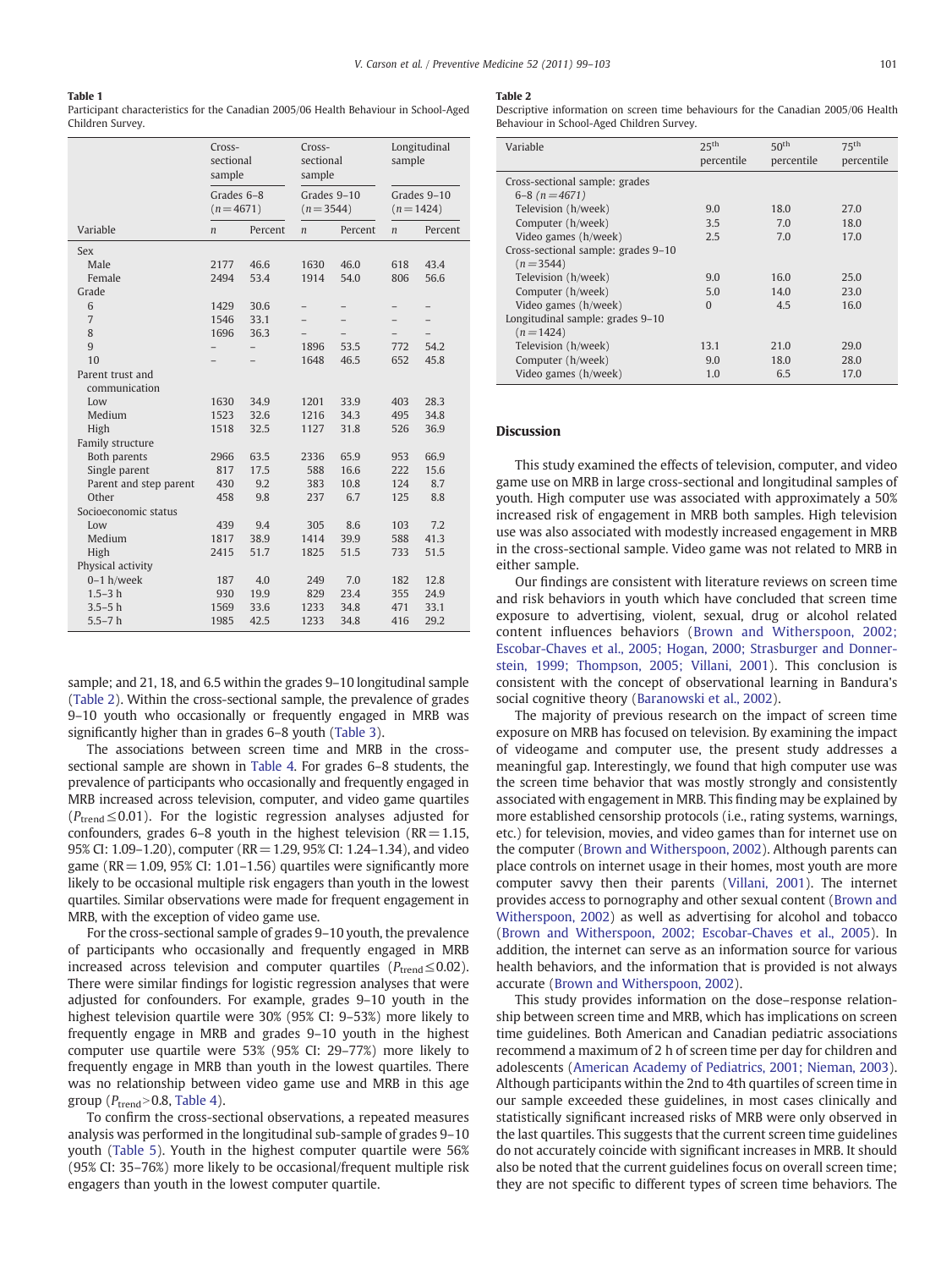**Table 1**
Participant characteristics for the Canadian 2005/06 Health Behaviour in School-Aged Children Survey.

| Variable | Cross-sectional sample Grades 6–8 (n = 4671) | | Cross-sectional sample Grades 9–10 (n = 3544) | | Longitudinal sample Grades 9–10 (n = 1424) | |
|---|---|---|---|---|---|---|
| | n | Percent | n | Percent | n | Percent |
| Sex | | | | | | |
| Male | 2177 | 46.6 | 1630 | 46.0 | 618 | 43.4 |
| Female | 2494 | 53.4 | 1914 | 54.0 | 806 | 56.6 |
| Grade | | | | | | |
| 6 | 1429 | 30.6 | – | – | – | – |
| 7 | 1546 | 33.1 | – | – | – | – |
| 8 | 1696 | 36.3 | – | – | – | – |
| 9 | – | – | 1896 | 53.5 | 772 | 54.2 |
| 10 | – | – | 1648 | 46.5 | 652 | 45.8 |
| Parent trust and communication | | | | | | |
| Low | 1630 | 34.9 | 1201 | 33.9 | 403 | 28.3 |
| Medium | 1523 | 32.6 | 1216 | 34.3 | 495 | 34.8 |
| High | 1518 | 32.5 | 1127 | 31.8 | 526 | 36.9 |
| Family structure | | | | | | |
| Both parents | 2966 | 63.5 | 2336 | 65.9 | 953 | 66.9 |
| Single parent | 817 | 17.5 | 588 | 16.6 | 222 | 15.6 |
| Parent and step parent | 430 | 9.2 | 383 | 10.8 | 124 | 8.7 |
| Other | 458 | 9.8 | 237 | 6.7 | 125 | 8.8 |
| Socioeconomic status | | | | | | |
| Low | 439 | 9.4 | 305 | 8.6 | 103 | 7.2 |
| Medium | 1817 | 38.9 | 1414 | 39.9 | 588 | 41.3 |
| High | 2415 | 51.7 | 1825 | 51.5 | 733 | 51.5 |
| Physical activity | | | | | | |
| 0–1 h/week | 187 | 4.0 | 249 | 7.0 | 182 | 12.8 |
| 1.5–3 h | 930 | 19.9 | 829 | 23.4 | 355 | 24.9 |
| 3.5–5 h | 1569 | 33.6 | 1233 | 34.8 | 471 | 33.1 |
| 5.5–7 h | 1985 | 42.5 | 1233 | 34.8 | 416 | 29.2 |

sample; and 21, 18, and 6.5 within the grades 9–10 longitudinal sample (Table 2). Within the cross-sectional sample, the prevalence of grades 9–10 youth who occasionally or frequently engaged in MRB was significantly higher than in grades 6–8 youth (Table 3).

The associations between screen time and MRB in the cross-sectional sample are shown in Table 4. For grades 6–8 students, the prevalence of participants who occasionally and frequently engaged in MRB increased across television, computer, and video game quartiles ($P_{trend} \leq 0.01$). For the logistic regression analyses adjusted for confounders, grades 6–8 youth in the highest television (RR = 1.15, 95% CI: 1.09–1.20), computer (RR = 1.29, 95% CI: 1.24–1.34), and video game (RR = 1.09, 95% CI: 1.01–1.56) quartiles were significantly more likely to be occasional multiple risk engagers than youth in the lowest quartiles. Similar observations were made for frequent engagement in MRB, with the exception of video game use.

For the cross-sectional sample of grades 9–10 youth, the prevalence of participants who occasionally and frequently engaged in MRB increased across television and computer quartiles ($P_{trend} \leq 0.02$). There were similar findings for logistic regression analyses that were adjusted for confounders. For example, grades 9–10 youth in the highest television quartile were 30% (95% CI: 9–53%) more likely to frequently engage in MRB and grades 9–10 youth in the highest computer use quartile were 53% (95% CI: 29–77%) more likely to frequently engage in MRB than youth in the lowest quartiles. There was no relationship between video game use and MRB in this age group ($P_{trend} > 0.8$, Table 4).

To confirm the cross-sectional observations, a repeated measures analysis was performed in the longitudinal sub-sample of grades 9–10 youth (Table 5). Youth in the highest computer quartile were 56% (95% CI: 35–76%) more likely to be occasional/frequent multiple risk engagers than youth in the lowest computer quartile.

**Table 2**
Descriptive information on screen time behaviours for the Canadian 2005/06 Health Behaviour in School-Aged Children Survey.

| Variable | 25th percentile | 50th percentile | 75th percentile |
|---|---|---|---|
| Cross-sectional sample: grades 6–8 (n = 4671) | | | |
| Television (h/week) | 9.0 | 18.0 | 27.0 |
| Computer (h/week) | 3.5 | 7.0 | 18.0 |
| Video games (h/week) | 2.5 | 7.0 | 17.0 |
| Cross-sectional sample: grades 9–10 (n = 3544) | | | |
| Television (h/week) | 9.0 | 16.0 | 25.0 |
| Computer (h/week) | 5.0 | 14.0 | 23.0 |
| Video games (h/week) | 0 | 4.5 | 16.0 |
| Longitudinal sample: grades 9–10 (n = 1424) | | | |
| Television (h/week) | 13.1 | 21.0 | 29.0 |
| Computer (h/week) | 9.0 | 18.0 | 28.0 |
| Video games (h/week) | 1.0 | 6.5 | 17.0 |

## Discussion

This study examined the effects of television, computer, and video game use on MRB in large cross-sectional and longitudinal samples of youth. High computer use was associated with approximately a 50% increased risk of engagement in MRB both samples. High television use was also associated with modestly increased engagement in MRB in the cross-sectional sample. Video game was not related to MRB in either sample.

Our findings are consistent with literature reviews on screen time and risk behaviors in youth which have concluded that screen time exposure to advertising, violent, sexual, drug or alcohol related content influences behaviors (Brown and Witherspoon, 2002; Escobar-Chaves et al., 2005; Hogan, 2000; Strasburger and Donnerstein, 1999; Thompson, 2005; Villani, 2001). This conclusion is consistent with the concept of observational learning in Bandura's social cognitive theory (Baranowski et al., 2002).

The majority of previous research on the impact of screen time exposure on MRB has focused on television. By examining the impact of videogame and computer use, the present study addresses a meaningful gap. Interestingly, we found that high computer use was the screen time behavior that was mostly strongly and consistently associated with engagement in MRB. This finding may be explained by more established censorship protocols (i.e., rating systems, warnings, etc.) for television, movies, and video games than for internet use on the computer (Brown and Witherspoon, 2002). Although parents can place controls on internet usage in their homes, most youth are more computer savvy then their parents (Villani, 2001). The internet provides access to pornography and other sexual content (Brown and Witherspoon, 2002) as well as advertising for alcohol and tobacco (Brown and Witherspoon, 2002; Escobar-Chaves et al., 2005). In addition, the internet can serve as an information source for various health behaviors, and the information that is provided is not always accurate (Brown and Witherspoon, 2002).

This study provides information on the dose–response relationship between screen time and MRB, which has implications on screen time guidelines. Both American and Canadian pediatric associations recommend a maximum of 2 h of screen time per day for children and adolescents (American Academy of Pediatrics, 2001; Nieman, 2003). Although participants within the 2nd to 4th quartiles of screen time in our sample exceeded these guidelines, in most cases clinically and statistically significant increased risks of MRB were only observed in the last quartiles. This suggests that the current screen time guidelines do not accurately coincide with significant increases in MRB. It should also be noted that the current guidelines focus on overall screen time; they are not specific to different types of screen time behaviors. The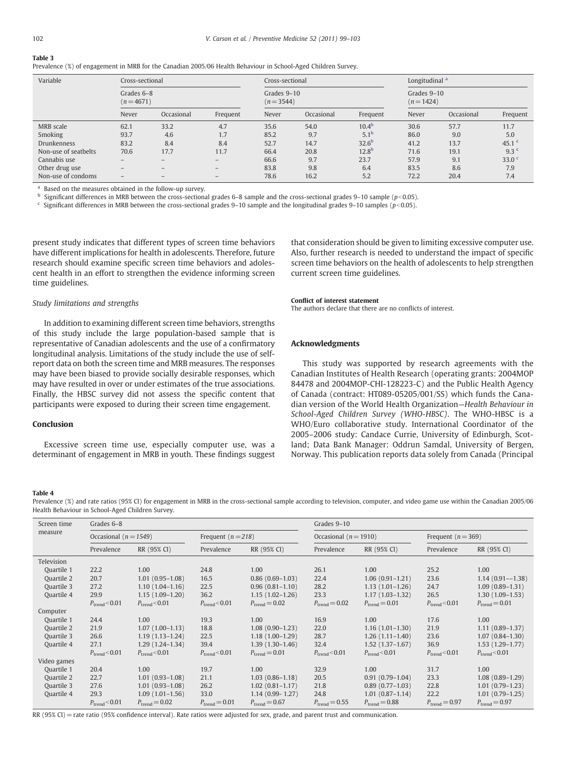**Table 3**
Prevalence (%) of engagement in MRB for the Canadian 2005/06 Health Behaviour in School-Aged Children Survey.

| Variable | Cross-sectional | | | Cross-sectional | | | Longitudinal [a] | | |
|---|---|---|---|---|---|---|---|---|---|
| | Grades 6–8 ($n = 4671$) | | | Grades 9–10 ($n = 3544$) | | | Grades 9–10 ($n = 1424$) | | |
| | Never | Occasional | Frequent | Never | Occasional | Frequent | Never | Occasional | Frequent |
| MRB scale | 62.1 | 33.2 | 4.7 | 35.6 | 54.0 | 10.4[b] | 30.6 | 57.7 | 11.7 |
| Smoking | 93.7 | 4.6 | 1.7 | 85.2 | 9.7 | 5.1[b] | 86.0 | 9.0 | 5.0 |
| Drunkenness | 83.2 | 8.4 | 8.4 | 52.7 | 14.7 | 32.6[b] | 41.2 | 13.7 | 45.1 [c] |
| Non-use of seatbelts | 70.6 | 17.7 | 11.7 | 66.4 | 20.8 | 12.8[b] | 71.6 | 19.1 | 9.3 [c] |
| Cannabis use | – | – | – | 66.6 | 9.7 | 23.7 | 57.9 | 9.1 | 33.0 [c] |
| Other drug use | – | – | – | 83.8 | 9.8 | 6.4 | 83.5 | 8.6 | 7.9 |
| Non-use of condoms | – | – | – | 78.6 | 16.2 | 5.2 | 72.2 | 20.4 | 7.4 |

[a] Based on the measures obtained in the follow-up survey.
[b] Significant differences in MRB between the cross-sectional grades 6–8 sample and the cross-sectional grades 9–10 sample ($p < 0.05$).
[c] Significant differences in MRB between the cross-sectional grades 9–10 sample and the longitudinal grades 9–10 samples ($p < 0.05$).

present study indicates that different types of screen time behaviors have different implications for health in adolescents. Therefore, future research should examine specific screen time behaviors and adolescent health in an effort to strengthen the evidence informing screen time guidelines.

*Study limitations and strengths*

In addition to examining different screen time behaviors, strengths of this study include the large population-based sample that is representative of Canadian adolescents and the use of a confirmatory longitudinal analysis. Limitations of the study include the use of self-report data on both the screen time and MRB measures. The responses may have been biased to provide socially desirable responses, which may have resulted in over or under estimates of the true associations. Finally, the HBSC survey did not assess the specific content that participants were exposed to during their screen time engagement.

## Conclusion

Excessive screen time use, especially computer use, was a determinant of engagement in MRB in youth. These findings suggest that consideration should be given to limiting excessive computer use. Also, further research is needed to understand the impact of specific screen time behaviors on the health of adolescents to help strengthen current screen time guidelines.

**Conflict of interest statement**
The authors declare that there are no conflicts of interest.

## Acknowledgments

This study was supported by research agreements with the Canadian Institutes of Health Research (operating grants: 2004MOP 84478 and 2004MOP-CHI-128223-C) and the Public Health Agency of Canada (contract: HT089-05205/001/SS) which funds the Canadian version of the World Health Organization—*Health Behaviour in School-Aged Children Survey (WHO-HBSC)*. The WHO-HBSC is a WHO/Euro collaborative study. International Coordinator of the 2005–2006 study: Candace Currie, University of Edinburgh, Scotland; Data Bank Manager: Oddrun Samdal, University of Bergen, Norway. This publication reports data solely from Canada (Principal

**Table 4**
Prevalence (%) and rate ratios (95% CI) for engagement in MRB in the cross-sectional sample according to television, computer, and video game use within the Canadian 2005/06 Health Behaviour in School-Aged Children Survey.

| Screen time measure | Grades 6–8 | | | | Grades 9–10 | | | |
|---|---|---|---|---|---|---|---|---|
| | Occasional ($n = 1549$) | | Frequent ($n = 218$) | | Occasional ($n = 1910$) | | Frequent ($n = 369$) | |
| | Prevalence | RR (95% CI) | Prevalence | RR (95% CI) | Prevalence | RR (95% CI) | Prevalence | RR (95% CI) |
| Television | | | | | | | | |
| Quartile 1 | 22.2 | 1.00 | 24.8 | 1.00 | 26.1 | 1.00 | 25.2 | 1.00 |
| Quartile 2 | 20.7 | 1.01 (0.95–1.08) | 16.5 | 0.86 (0.69–1.03) | 22.4 | 1.06 (0.91–1.21) | 23.6 | 1.14 (0.91–-1.38) |
| Quartile 3 | 27.2 | 1.10 (1.04–1.16) | 22.5 | 0.96 (0.81–1.10) | 28.2 | 1.13 (1.01–1.26) | 24.7 | 1.09 (0.89–1.31) |
| Quartile 4 | 29.9 | 1.15 (1.09–1.20) | 36.2 | 1.15 (1.02–1.26) | 23.3 | 1.17 (1.03–1.32) | 26.5 | 1.30 (1.09–1.53) |
| | $P_{trend} < 0.01$ | $P_{trend} < 0.01$ | $P_{trend} < 0.01$ | $P_{trend} = 0.02$ | $P_{trend} = 0.02$ | $P_{trend} = 0.01$ | $P_{trend} < 0.01$ | $P_{trend} = 0.01$ |
| Computer | | | | | | | | |
| Quartile 1 | 24.4 | 1.00 | 19.3 | 1.00 | 16.9 | 1.00 | 17.6 | 1.00 |
| Quartile 2 | 21.9 | 1.07 (1.00–1.13) | 18.8 | 1.08 (0.90–1.23) | 22.0 | 1.16 (1.01–1.30) | 21.9 | 1.11 (0.89–1.37) |
| Quartile 3 | 26.6 | 1.19 (1.13–1.24) | 22.5 | 1.18 (1.00–1.29) | 28.7 | 1.26 (1.11–1.40) | 23.6 | 1.07 (0.84–1.30) |
| Quartile 4 | 27.1 | 1.29 (1.24–1.34) | 39.4 | 1.39 (1.30–1.46) | 32.4 | 1.52 (1.37–1.67) | 36.9 | 1.53 (1.29–1.77) |
| | $P_{trend} < 0.01$ | $P_{trend} < 0.01$ | $P_{trend} < 0.01$ | $P_{trend} = 0.01$ | $P_{trend} < 0.01$ | $P_{trend} < 0.01$ | $P_{trend} < 0.01$ | $P_{trend} < 0.01$ |
| Video games | | | | | | | | |
| Quartile 1 | 20.4 | 1.00 | 19.7 | 1.00 | 32.9 | 1.00 | 31.7 | 1.00 |
| Quartile 2 | 22.7 | 1.01 (0.93–1.08) | 21.1 | 1.03 (0.86–1.18) | 20.5 | 0.91 (0.79–1.04) | 23.3 | 1.08 (0.89–1.29) |
| Quartile 3 | 27.6 | 1.01 (0.93–1.08) | 26.2 | 1.02 (0.81–1.17) | 21.8 | 0.89 (0.77–1.03) | 22.8 | 1.01 (0.79–1.23) |
| Quartile 4 | 29.3 | 1.09 (1.01–1.56) | 33.0 | 1.14 (0.99- 1.27) | 24.8 | 1.01 (0.87–1.14) | 22.2 | 1.01 (0.79–1.25) |
| | $P_{trend} < 0.01$ | $P_{trend} = 0.02$ | $P_{trend} = 0.01$ | $P_{trend} = 0.67$ | $P_{trend} = 0.55$ | $P_{trend} = 0.88$ | $P_{trend} = 0.97$ | $P_{trend} = 0.97$ |

RR (95% CI) = rate ratio (95% confidence interval). Rate ratios were adjusted for sex, grade, and parent trust and communication.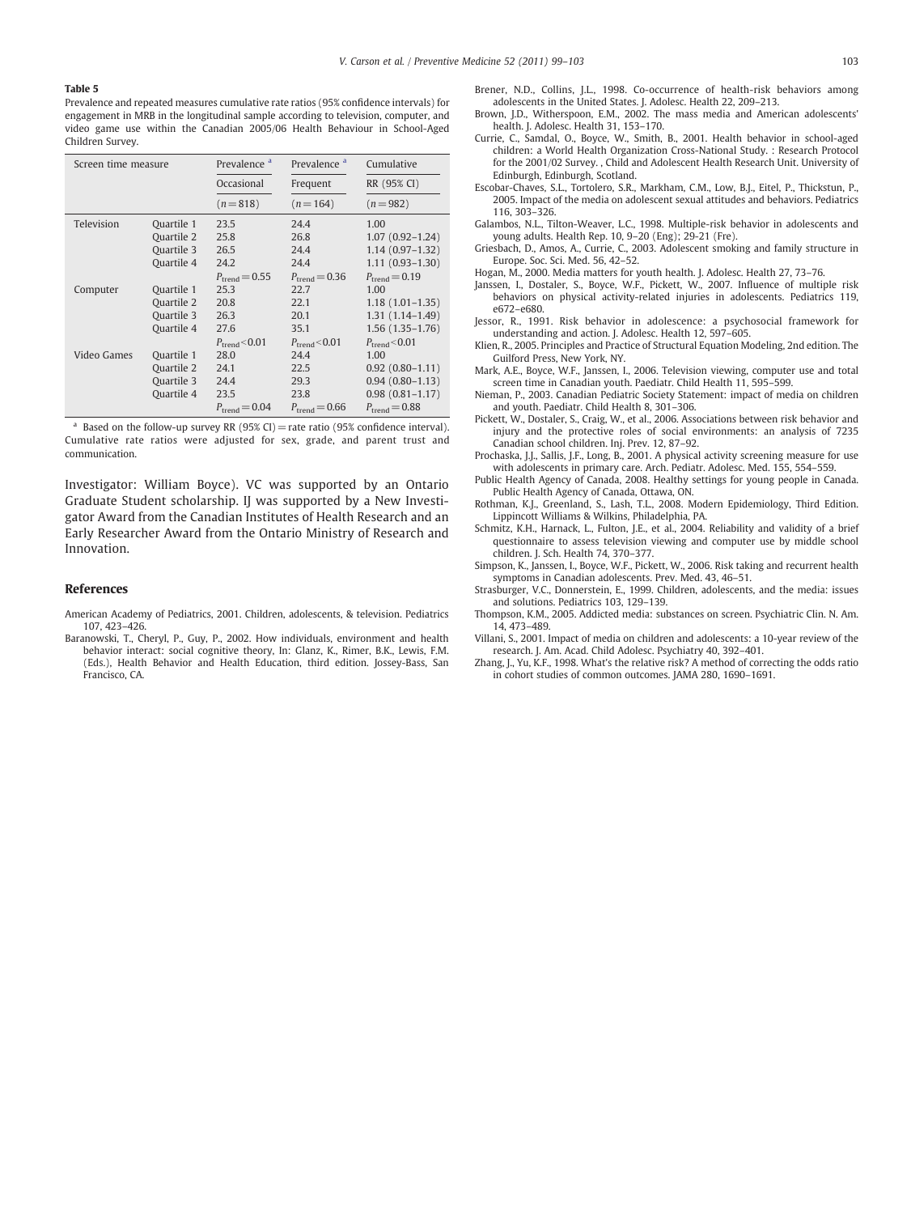**Table 5**

Prevalence and repeated measures cumulative rate ratios (95% confidence intervals) for engagement in MRB in the longitudinal sample according to television, computer, and video game use within the Canadian 2005/06 Health Behaviour in School-Aged Children Survey.

| Screen time measure | | Prevalence [a] Occasional ($n = 818$) | Prevalence [a] Frequent ($n = 164$) | Cumulative RR (95% CI) ($n = 982$) |
|---|---|---|---|---|
| Television | Quartile 1 | 23.5 | 24.4 | 1.00 |
| | Quartile 2 | 25.8 | 26.8 | 1.07 (0.92–1.24) |
| | Quartile 3 | 26.5 | 24.4 | 1.14 (0.97–1.32) |
| | Quartile 4 | 24.2 | 24.4 | 1.11 (0.93–1.30) |
| | | $P_{\text{trend}} = 0.55$ | $P_{\text{trend}} = 0.36$ | $P_{\text{trend}} = 0.19$ |
| Computer | Quartile 1 | 25.3 | 22.7 | 1.00 |
| | Quartile 2 | 20.8 | 22.1 | 1.18 (1.01–1.35) |
| | Quartile 3 | 26.3 | 20.1 | 1.31 (1.14–1.49) |
| | Quartile 4 | 27.6 | 35.1 | 1.56 (1.35–1.76) |
| | | $P_{\text{trend}} < 0.01$ | $P_{\text{trend}} < 0.01$ | $P_{\text{trend}} < 0.01$ |
| Video Games | Quartile 1 | 28.0 | 24.4 | 1.00 |
| | Quartile 2 | 24.1 | 22.5 | 0.92 (0.80–1.11) |
| | Quartile 3 | 24.4 | 29.3 | 0.94 (0.80–1.13) |
| | Quartile 4 | 23.5 | 23.8 | 0.98 (0.81–1.17) |
| | | $P_{\text{trend}} = 0.04$ | $P_{\text{trend}} = 0.66$ | $P_{\text{trend}} = 0.88$ |

[a] Based on the follow-up survey RR (95% CI) = rate ratio (95% confidence interval). Cumulative rate ratios were adjusted for sex, grade, and parent trust and communication.

Investigator: William Boyce). VC was supported by an Ontario Graduate Student scholarship. IJ was supported by a New Investigator Award from the Canadian Institutes of Health Research and an Early Researcher Award from the Ontario Ministry of Research and Innovation.

## References

American Academy of Pediatrics, 2001. Children, adolescents, & television. Pediatrics 107, 423–426.

Baranowski, T., Cheryl, P., Guy, P., 2002. How individuals, environment and health behavior interact: social cognitive theory, In: Glanz, K., Rimer, B.K., Lewis, F.M. (Eds.), Health Behavior and Health Education, third edition. Jossey-Bass, San Francisco, CA.

Brener, N.D., Collins, J.L., 1998. Co-occurrence of health-risk behaviors among adolescents in the United States. J. Adolesc. Health 22, 209–213.

Brown, J.D., Witherspoon, E.M., 2002. The mass media and American adolescents' health. J. Adolesc. Health 31, 153–170.

Currie, C., Samdal, O., Boyce, W., Smith, B., 2001. Health behavior in school-aged children: a World Health Organization Cross-National Study. : Research Protocol for the 2001/02 Survey. , Child and Adolescent Health Research Unit. University of Edinburgh, Edinburgh, Scotland.

Escobar-Chaves, S.L., Tortolero, S.R., Markham, C.M., Low, B.J., Eitel, P., Thickstun, P., 2005. Impact of the media on adolescent sexual attitudes and behaviors. Pediatrics 116, 303–326.

Galambos, N.L., Tilton-Weaver, L.C., 1998. Multiple-risk behavior in adolescents and young adults. Health Rep. 10, 9–20 (Eng); 29-21 (Fre).

Griesbach, D., Amos, A., Currie, C., 2003. Adolescent smoking and family structure in Europe. Soc. Sci. Med. 56, 42–52.

Hogan, M., 2000. Media matters for youth health. J. Adolesc. Health 27, 73–76.

Janssen, I., Dostaler, S., Boyce, W.F., Pickett, W., 2007. Influence of multiple risk behaviors on physical activity-related injuries in adolescents. Pediatrics 119, e672–e680.

Jessor, R., 1991. Risk behavior in adolescence: a psychosocial framework for understanding and action. J. Adolesc. Health 12, 597–605.

Klien, R., 2005. Principles and Practice of Structural Equation Modeling, 2nd edition. The Guilford Press, New York, NY.

Mark, A.E., Boyce, W.F., Janssen, I., 2006. Television viewing, computer use and total screen time in Canadian youth. Paediatr. Child Health 11, 595–599.

Nieman, P., 2003. Canadian Pediatric Society Statement: impact of media on children and youth. Paediatr. Child Health 8, 301–306.

Pickett, W., Dostaler, S., Craig, W., et al., 2006. Associations between risk behavior and injury and the protective roles of social environments: an analysis of 7235 Canadian school children. Inj. Prev. 12, 87–92.

Prochaska, J.J., Sallis, J.F., Long, B., 2001. A physical activity screening measure for use with adolescents in primary care. Arch. Pediatr. Adolesc. Med. 155, 554–559.

Public Health Agency of Canada, 2008. Healthy settings for young people in Canada. Public Health Agency of Canada, Ottawa, ON.

Rothman, K.J., Greenland, S., Lash, T.L., 2008. Modern Epidemiology, Third Edition. Lippincott Williams & Wilkins, Philadelphia, PA.

Schmitz, K.H., Harnack, L., Fulton, J.E., et al., 2004. Reliability and validity of a brief questionnaire to assess television viewing and computer use by middle school children. J. Sch. Health 74, 370–377.

Simpson, K., Janssen, I., Boyce, W.F., Pickett, W., 2006. Risk taking and recurrent health symptoms in Canadian adolescents. Prev. Med. 43, 46–51.

Strasburger, V.C., Donnerstein, E., 1999. Children, adolescents, and the media: issues and solutions. Pediatrics 103, 129–139.

Thompson, K.M., 2005. Addicted media: substances on screen. Psychiatric Clin. N. Am. 14, 473–489.

Villani, S., 2001. Impact of media on children and adolescents: a 10-year review of the research. J. Am. Acad. Child Adolesc. Psychiatry 40, 392–401.

Zhang, J., Yu, K.F., 1998. What's the relative risk? A method of correcting the odds ratio in cohort studies of common outcomes. JAMA 280, 1690–1691.